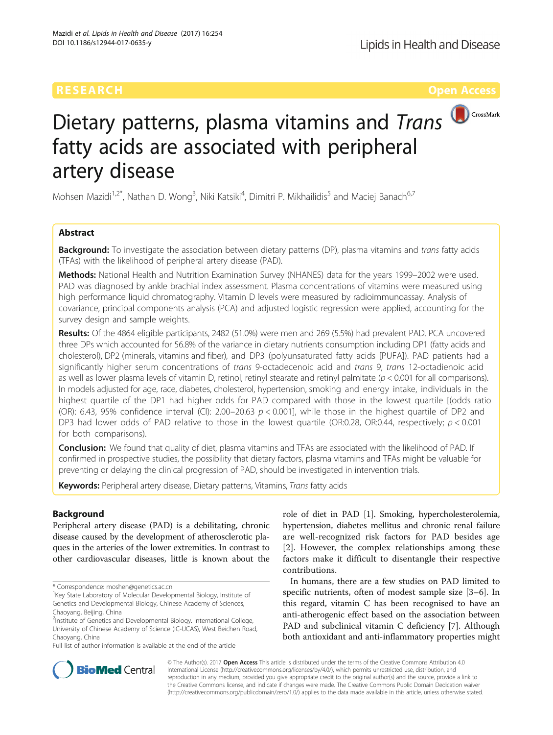RESEARCH Open Access

# Dietary patterns, plasma vitamins and *Trans* fatty acids are associated with peripheral artery disease

Mohsen Mazidi[1,2*], Nathan D. Wong[3], Niki Katsiki[4], Dimitri P. Mikhailidis[5] and Maciej Banach[6,7]

## Abstract

**Background:** To investigate the association between dietary patterns (DP), plasma vitamins and *trans* fatty acids (TFAs) with the likelihood of peripheral artery disease (PAD).

**Methods:** National Health and Nutrition Examination Survey (NHANES) data for the years 1999–2002 were used. PAD was diagnosed by ankle brachial index assessment. Plasma concentrations of vitamins were measured using high performance liquid chromatography. Vitamin D levels were measured by radioimmunoassay. Analysis of covariance, principal components analysis (PCA) and adjusted logistic regression were applied, accounting for the survey design and sample weights.

**Results:** Of the 4864 eligible participants, 2482 (51.0%) were men and 269 (5.5%) had prevalent PAD. PCA uncovered three DPs which accounted for 56.8% of the variance in dietary nutrients consumption including DP1 (fatty acids and cholesterol), DP2 (minerals, vitamins and fiber), and DP3 (polyunsaturated fatty acids [PUFA]). PAD patients had a significantly higher serum concentrations of *trans* 9-octadecenoic acid and *trans* 9, *trans* 12-octadienoic acid as well as lower plasma levels of vitamin D, retinol, retinyl stearate and retinyl palmitate ($p < 0.001$ for all comparisons). In models adjusted for age, race, diabetes, cholesterol, hypertension, smoking and energy intake, individuals in the highest quartile of the DP1 had higher odds for PAD compared with those in the lowest quartile [(odds ratio (OR): 6.43, 95% confidence interval (CI): 2.00–20.63 $p < 0.001$], while those in the highest quartile of DP2 and DP3 had lower odds of PAD relative to those in the lowest quartile (OR:0.28, OR:0.44, respectively; $p < 0.001$ for both comparisons).

**Conclusion:** We found that quality of diet, plasma vitamins and TFAs are associated with the likelihood of PAD. If confirmed in prospective studies, the possibility that dietary factors, plasma vitamins and TFAs might be valuable for preventing or delaying the clinical progression of PAD, should be investigated in intervention trials.

**Keywords:** Peripheral artery disease, Dietary patterns, Vitamins, *Trans* fatty acids

## Background

Peripheral artery disease (PAD) is a debilitating, chronic disease caused by the development of atherosclerotic plaques in the arteries of the lower extremities. In contrast to other cardiovascular diseases, little is known about the role of diet in PAD [1]. Smoking, hypercholesterolemia, hypertension, diabetes mellitus and chronic renal failure are well-recognized risk factors for PAD besides age [2]. However, the complex relationships among these factors make it difficult to disentangle their respective contributions.

In humans, there are a few studies on PAD limited to specific nutrients, often of modest sample size [3–6]. In this regard, vitamin C has been recognised to have an anti-atherogenic effect based on the association between PAD and subclinical vitamin C deficiency [7]. Although both antioxidant and anti-inflammatory properties might

\* Correspondence: moshen@genetics.ac.cn
[1]Key State Laboratory of Molecular Developmental Biology, Institute of Genetics and Developmental Biology, Chinese Academy of Sciences, Chaoyang, Beijing, China
[2]Institute of Genetics and Developmental Biology. International College, University of Chinese Academy of Science (IC-UCAS), West Beichen Road, Chaoyang, China
Full list of author information is available at the end of the article

© The Author(s). 2017 **Open Access** This article is distributed under the terms of the Creative Commons Attribution 4.0 International License (http://creativecommons.org/licenses/by/4.0/), which permits unrestricted use, distribution, and reproduction in any medium, provided you give appropriate credit to the original author(s) and the source, provide a link to the Creative Commons license, and indicate if changes were made. The Creative Commons Public Domain Dedication waiver (http://creativecommons.org/publicdomain/zero/1.0/) applies to the data made available in this article, unless otherwise stated.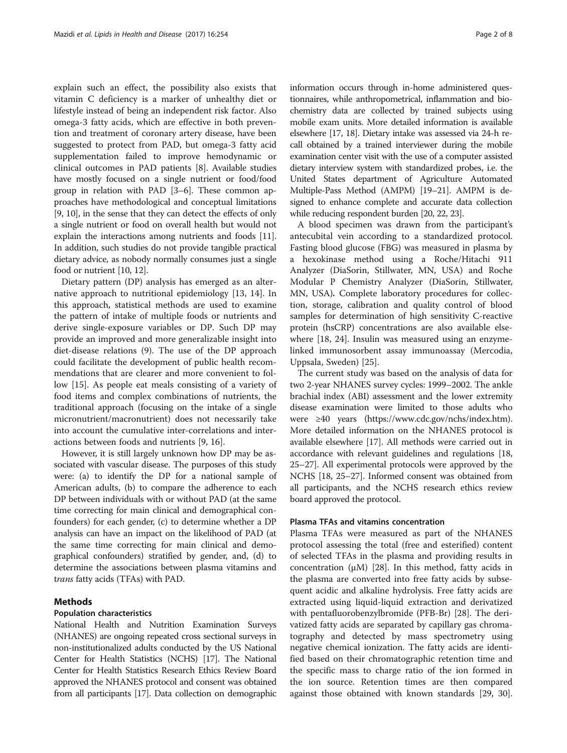explain such an effect, the possibility also exists that vitamin C deficiency is a marker of unhealthy diet or lifestyle instead of being an independent risk factor. Also omega-3 fatty acids, which are effective in both prevention and treatment of coronary artery disease, have been suggested to protect from PAD, but omega-3 fatty acid supplementation failed to improve hemodynamic or clinical outcomes in PAD patients [8]. Available studies have mostly focused on a single nutrient or food/food group in relation with PAD [3–6]. These common approaches have methodological and conceptual limitations [9, 10], in the sense that they can detect the effects of only a single nutrient or food on overall health but would not explain the interactions among nutrients and foods [11]. In addition, such studies do not provide tangible practical dietary advice, as nobody normally consumes just a single food or nutrient [10, 12].

Dietary pattern (DP) analysis has emerged as an alternative approach to nutritional epidemiology [13, 14]. In this approach, statistical methods are used to examine the pattern of intake of multiple foods or nutrients and derive single-exposure variables or DP. Such DP may provide an improved and more generalizable insight into diet-disease relations (9). The use of the DP approach could facilitate the development of public health recommendations that are clearer and more convenient to follow [15]. As people eat meals consisting of a variety of food items and complex combinations of nutrients, the traditional approach (focusing on the intake of a single micronutrient/macronutrient) does not necessarily take into account the cumulative inter-correlations and interactions between foods and nutrients [9, 16].

However, it is still largely unknown how DP may be associated with vascular disease. The purposes of this study were: (a) to identify the DP for a national sample of American adults, (b) to compare the adherence to each DP between individuals with or without PAD (at the same time correcting for main clinical and demographical confounders) for each gender, (c) to determine whether a DP analysis can have an impact on the likelihood of PAD (at the same time correcting for main clinical and demographical confounders) stratified by gender, and, (d) to determine the associations between plasma vitamins and *trans* fatty acids (TFAs) with PAD.

## Methods

### Population characteristics

National Health and Nutrition Examination Surveys (NHANES) are ongoing repeated cross sectional surveys in non-institutionalized adults conducted by the US National Center for Health Statistics (NCHS) [17]. The National Center for Health Statistics Research Ethics Review Board approved the NHANES protocol and consent was obtained from all participants [17]. Data collection on demographic information occurs through in-home administered questionnaires, while anthropometrical, inflammation and biochemistry data are collected by trained subjects using mobile exam units. More detailed information is available elsewhere [17, 18]. Dietary intake was assessed via 24-h recall obtained by a trained interviewer during the mobile examination center visit with the use of a computer assisted dietary interview system with standardized probes, i.e. the United States department of Agriculture Automated Multiple-Pass Method (AMPM) [19–21]. AMPM is designed to enhance complete and accurate data collection while reducing respondent burden [20, 22, 23].

A blood specimen was drawn from the participant's antecubital vein according to a standardized protocol. Fasting blood glucose (FBG) was measured in plasma by a hexokinase method using a Roche/Hitachi 911 Analyzer (DiaSorin, Stillwater, MN, USA) and Roche Modular P Chemistry Analyzer (DiaSorin, Stillwater, MN, USA). Complete laboratory procedures for collection, storage, calibration and quality control of blood samples for determination of high sensitivity C-reactive protein (hsCRP) concentrations are also available elsewhere [18, 24]. Insulin was measured using an enzyme-linked immunosorbent assay immunoassay (Mercodia, Uppsala, Sweden) [25].

The current study was based on the analysis of data for two 2-year NHANES survey cycles: 1999–2002. The ankle brachial index (ABI) assessment and the lower extremity disease examination were limited to those adults who were ≥40 years (https://www.cdc.gov/nchs/index.htm). More detailed information on the NHANES protocol is available elsewhere [17]. All methods were carried out in accordance with relevant guidelines and regulations [18, 25–27]. All experimental protocols were approved by the NCHS [18, 25–27]. Informed consent was obtained from all participants, and the NCHS research ethics review board approved the protocol.

### Plasma TFAs and vitamins concentration

Plasma TFAs were measured as part of the NHANES protocol assessing the total (free and esterified) content of selected TFAs in the plasma and providing results in concentration (μM) [28]. In this method, fatty acids in the plasma are converted into free fatty acids by subsequent acidic and alkaline hydrolysis. Free fatty acids are extracted using liquid-liquid extraction and derivatized with pentafluorobenzylbromide (PFB-Br) [28]. The derivatized fatty acids are separated by capillary gas chromatography and detected by mass spectrometry using negative chemical ionization. The fatty acids are identified based on their chromatographic retention time and the specific mass to charge ratio of the ion formed in the ion source. Retention times are then compared against those obtained with known standards [29, 30].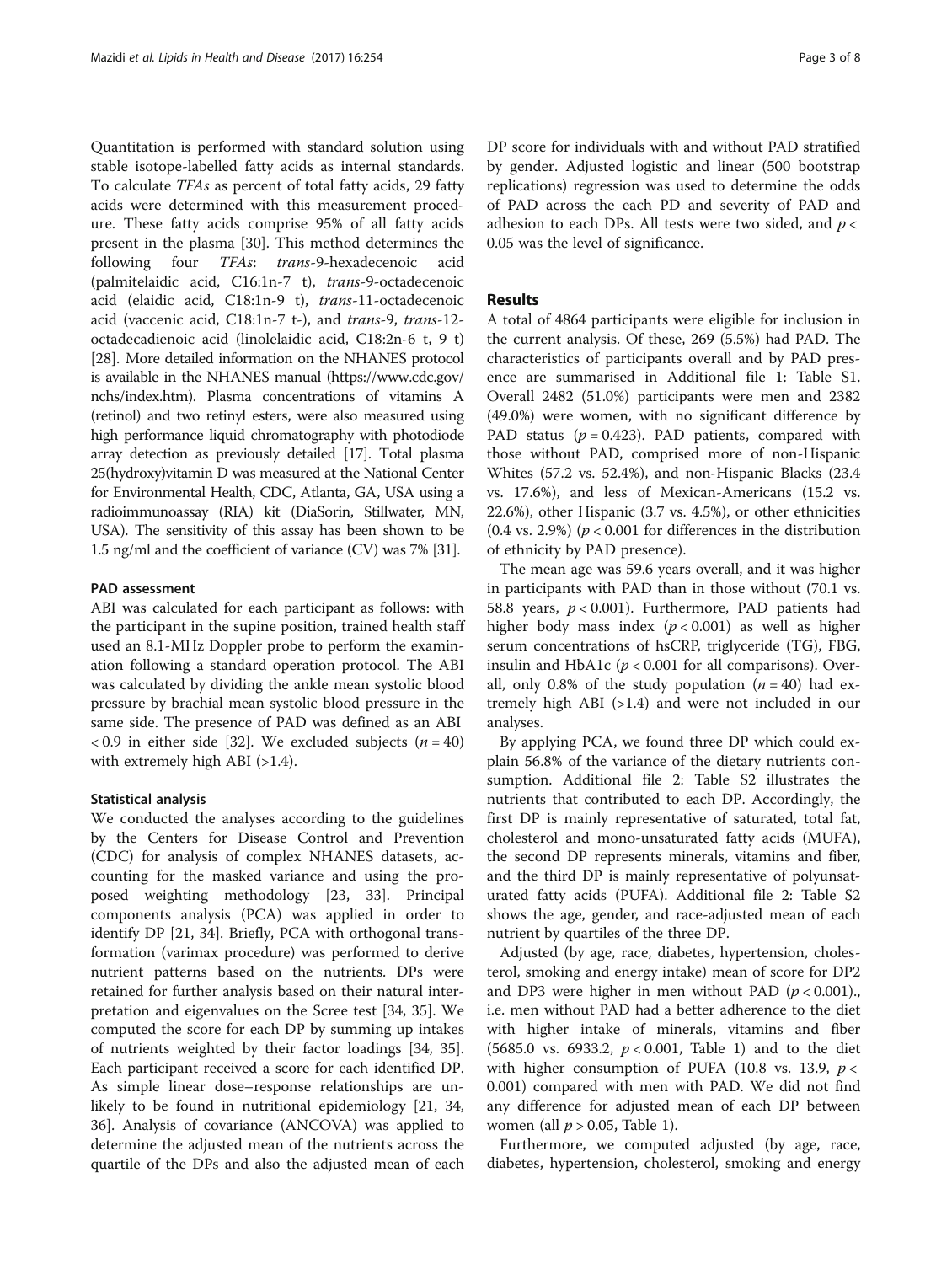Quantitation is performed with standard solution using stable isotope-labelled fatty acids as internal standards. To calculate *TFAs* as percent of total fatty acids, 29 fatty acids were determined with this measurement procedure. These fatty acids comprise 95% of all fatty acids present in the plasma [30]. This method determines the following four *TFAs*: *trans*-9-hexadecenoic acid (palmitelaidic acid, C16:1n-7 t), *trans*-9-octadecenoic acid (elaidic acid, C18:1n-9 t), *trans*-11-octadecenoic acid (vaccenic acid, C18:1n-7 t-), and *trans*-9, *trans*-12-octadecadienoic acid (linolelaidic acid, C18:2n-6 t, 9 t) [28]. More detailed information on the NHANES protocol is available in the NHANES manual (https://www.cdc.gov/nchs/index.htm). Plasma concentrations of vitamins A (retinol) and two retinyl esters, were also measured using high performance liquid chromatography with photodiode array detection as previously detailed [17]. Total plasma 25(hydroxy)vitamin D was measured at the National Center for Environmental Health, CDC, Atlanta, GA, USA using a radioimmunoassay (RIA) kit (DiaSorin, Stillwater, MN, USA). The sensitivity of this assay has been shown to be 1.5 ng/ml and the coefficient of variance (CV) was 7% [31].

### PAD assessment

ABI was calculated for each participant as follows: with the participant in the supine position, trained health staff used an 8.1-MHz Doppler probe to perform the examination following a standard operation protocol. The ABI was calculated by dividing the ankle mean systolic blood pressure by brachial mean systolic blood pressure in the same side. The presence of PAD was defined as an ABI $< 0.9$ in either side [32]. We excluded subjects ($n = 40$) with extremely high ABI ($>1.4$).

### Statistical analysis

We conducted the analyses according to the guidelines by the Centers for Disease Control and Prevention (CDC) for analysis of complex NHANES datasets, accounting for the masked variance and using the proposed weighting methodology [23, 33]. Principal components analysis (PCA) was applied in order to identify DP [21, 34]. Briefly, PCA with orthogonal transformation (varimax procedure) was performed to derive nutrient patterns based on the nutrients. DPs were retained for further analysis based on their natural interpretation and eigenvalues on the Scree test [34, 35]. We computed the score for each DP by summing up intakes of nutrients weighted by their factor loadings [34, 35]. Each participant received a score for each identified DP. As simple linear dose–response relationships are unlikely to be found in nutritional epidemiology [21, 34, 36]. Analysis of covariance (ANCOVA) was applied to determine the adjusted mean of the nutrients across the quartile of the DPs and also the adjusted mean of each DP score for individuals with and without PAD stratified by gender. Adjusted logistic and linear (500 bootstrap replications) regression was used to determine the odds of PAD across the each PD and severity of PAD and adhesion to each DPs. All tests were two sided, and $p < 0.05$ was the level of significance.

## Results

A total of 4864 participants were eligible for inclusion in the current analysis. Of these, 269 (5.5%) had PAD. The characteristics of participants overall and by PAD presence are summarised in Additional file 1: Table S1. Overall 2482 (51.0%) participants were men and 2382 (49.0%) were women, with no significant difference by PAD status ($p = 0.423$). PAD patients, compared with those without PAD, comprised more of non-Hispanic Whites (57.2 vs. 52.4%), and non-Hispanic Blacks (23.4 vs. 17.6%), and less of Mexican-Americans (15.2 vs. 22.6%), other Hispanic (3.7 vs. 4.5%), or other ethnicities (0.4 vs. 2.9%) ($p < 0.001$ for differences in the distribution of ethnicity by PAD presence).

The mean age was 59.6 years overall, and it was higher in participants with PAD than in those without (70.1 vs. 58.8 years, $p < 0.001$). Furthermore, PAD patients had higher body mass index ($p < 0.001$) as well as higher serum concentrations of hsCRP, triglyceride (TG), FBG, insulin and HbA1c ($p < 0.001$ for all comparisons). Overall, only 0.8% of the study population ($n = 40$) had extremely high ABI ($>1.4$) and were not included in our analyses.

By applying PCA, we found three DP which could explain 56.8% of the variance of the dietary nutrients consumption. Additional file 2: Table S2 illustrates the nutrients that contributed to each DP. Accordingly, the first DP is mainly representative of saturated, total fat, cholesterol and mono-unsaturated fatty acids (MUFA), the second DP represents minerals, vitamins and fiber, and the third DP is mainly representative of polyunsaturated fatty acids (PUFA). Additional file 2: Table S2 shows the age, gender, and race-adjusted mean of each nutrient by quartiles of the three DP.

Adjusted (by age, race, diabetes, hypertension, cholesterol, smoking and energy intake) mean of score for DP2 and DP3 were higher in men without PAD ($p < 0.001$)., i.e. men without PAD had a better adherence to the diet with higher intake of minerals, vitamins and fiber (5685.0 vs. 6933.2, $p < 0.001$, Table 1) and to the diet with higher consumption of PUFA (10.8 vs. 13.9, $p < 0.001$) compared with men with PAD. We did not find any difference for adjusted mean of each DP between women (all $p > 0.05$, Table 1).

Furthermore, we computed adjusted (by age, race, diabetes, hypertension, cholesterol, smoking and energy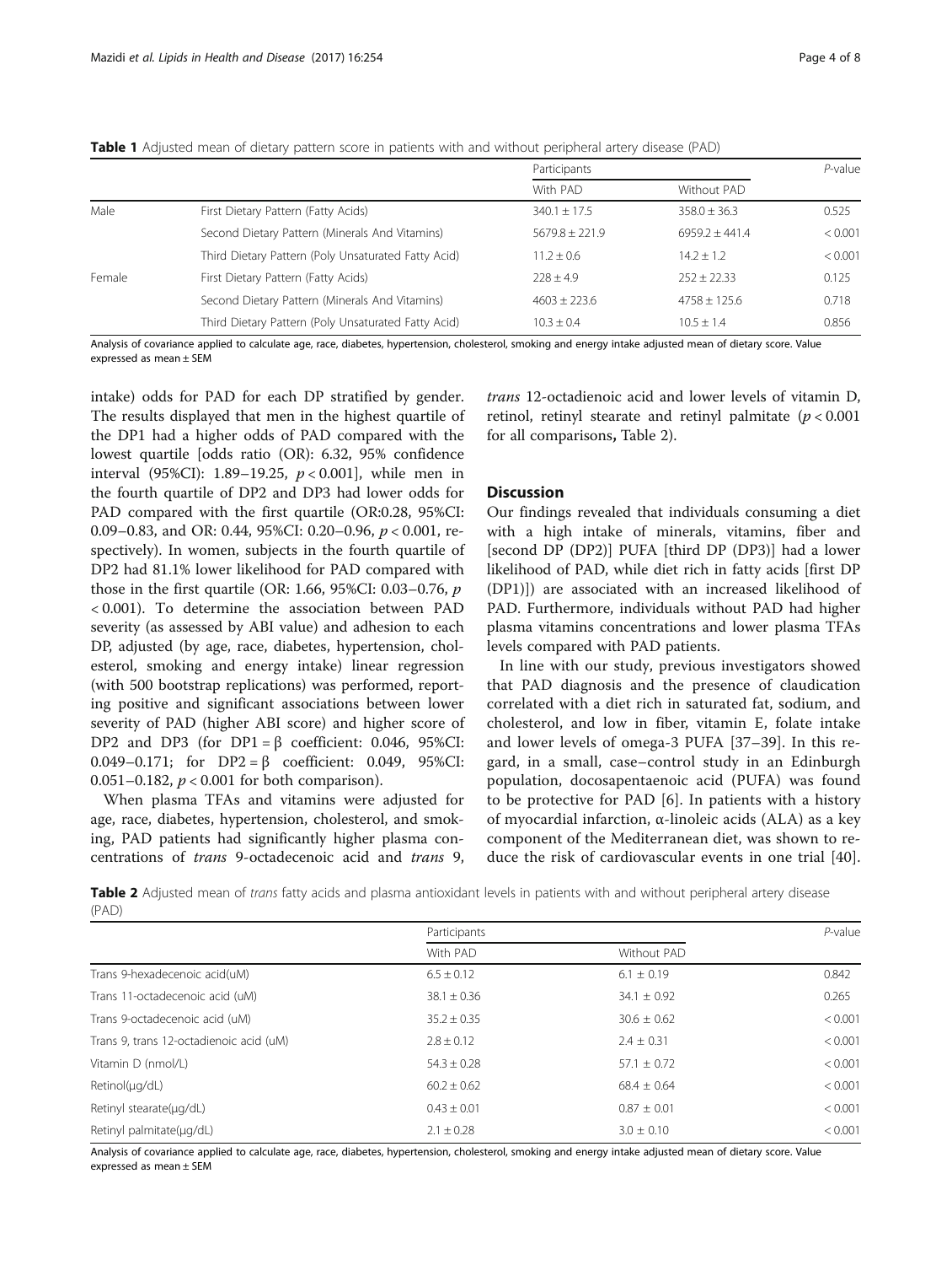**Table 1** Adjusted mean of dietary pattern score in patients with and without peripheral artery disease (PAD)

| | | Participants | | *P*-value |
|---|---|---|---|---|
| | | With PAD | Without PAD | |
| Male | First Dietary Pattern (Fatty Acids) | 340.1 ± 17.5 | 358.0 ± 36.3 | 0.525 |
| | Second Dietary Pattern (Minerals And Vitamins) | 5679.8 ± 221.9 | 6959.2 ± 441.4 | < 0.001 |
| | Third Dietary Pattern (Poly Unsaturated Fatty Acid) | 11.2 ± 0.6 | 14.2 ± 1.2 | < 0.001 |
| Female | First Dietary Pattern (Fatty Acids) | 228 ± 4.9 | 252 ± 22.33 | 0.125 |
| | Second Dietary Pattern (Minerals And Vitamins) | 4603 ± 223.6 | 4758 ± 125.6 | 0.718 |
| | Third Dietary Pattern (Poly Unsaturated Fatty Acid) | 10.3 ± 0.4 | 10.5 ± 1.4 | 0.856 |

Analysis of covariance applied to calculate age, race, diabetes, hypertension, cholesterol, smoking and energy intake adjusted mean of dietary score. Value expressed as mean ± SEM

intake) odds for PAD for each DP stratified by gender. The results displayed that men in the highest quartile of the DP1 had a higher odds of PAD compared with the lowest quartile [odds ratio (OR): 6.32, 95% confidence interval (95%CI): 1.89–19.25, $p < 0.001$], while men in the fourth quartile of DP2 and DP3 had lower odds for PAD compared with the first quartile (OR:0.28, 95%CI: 0.09–0.83, and OR: 0.44, 95%CI: 0.20–0.96, $p < 0.001$, respectively). In women, subjects in the fourth quartile of DP2 had 81.1% lower likelihood for PAD compared with those in the first quartile (OR: 1.66, 95%CI: 0.03–0.76, $p < 0.001$). To determine the association between PAD severity (as assessed by ABI value) and adhesion to each DP, adjusted (by age, race, diabetes, hypertension, cholesterol, smoking and energy intake) linear regression (with 500 bootstrap replications) was performed, reporting positive and significant associations between lower severity of PAD (higher ABI score) and higher score of DP2 and DP3 (for DP1 = β coefficient: 0.046, 95%CI: 0.049–0.171; for DP2 = β coefficient: 0.049, 95%CI: 0.051–0.182, $p < 0.001$ for both comparison).

When plasma TFAs and vitamins were adjusted for age, race, diabetes, hypertension, cholesterol, and smoking, PAD patients had significantly higher plasma concentrations of *trans* 9-octadecenoic acid and *trans* 9, *trans* 12-octadienoic acid and lower levels of vitamin D, retinol, retinyl stearate and retinyl palmitate ($p < 0.001$ for all comparisons**,** Table 2).

## Discussion

Our findings revealed that individuals consuming a diet with a high intake of minerals, vitamins, fiber and [second DP (DP2)] PUFA [third DP (DP3)] had a lower likelihood of PAD, while diet rich in fatty acids [first DP (DP1)]) are associated with an increased likelihood of PAD. Furthermore, individuals without PAD had higher plasma vitamins concentrations and lower plasma TFAs levels compared with PAD patients.

In line with our study, previous investigators showed that PAD diagnosis and the presence of claudication correlated with a diet rich in saturated fat, sodium, and cholesterol, and low in fiber, vitamin E, folate intake and lower levels of omega-3 PUFA [37–39]. In this regard, in a small, case–control study in an Edinburgh population, docosapentaenoic acid (PUFA) was found to be protective for PAD [6]. In patients with a history of myocardial infarction, α-linoleic acids (ALA) as a key component of the Mediterranean diet, was shown to reduce the risk of cardiovascular events in one trial [40].

**Table 2** Adjusted mean of *trans* fatty acids and plasma antioxidant levels in patients with and without peripheral artery disease (PAD)

| | Participants | | *P*-value |
|---|---|---|---|
| | With PAD | Without PAD | |
| Trans 9-hexadecenoic acid(uM) | 6.5 ± 0.12 | 6.1 ± 0.19 | 0.842 |
| Trans 11-octadecenoic acid (uM) | 38.1 ± 0.36 | 34.1 ± 0.92 | 0.265 |
| Trans 9-octadecenoic acid (uM) | 35.2 ± 0.35 | 30.6 ± 0.62 | < 0.001 |
| Trans 9, trans 12-octadienoic acid (uM) | 2.8 ± 0.12 | 2.4 ± 0.31 | < 0.001 |
| Vitamin D (nmol/L) | 54.3 ± 0.28 | 57.1 ± 0.72 | < 0.001 |
| Retinol(μg/dL) | 60.2 ± 0.62 | 68.4 ± 0.64 | < 0.001 |
| Retinyl stearate(μg/dL) | 0.43 ± 0.01 | 0.87 ± 0.01 | < 0.001 |
| Retinyl palmitate(μg/dL) | 2.1 ± 0.28 | 3.0 ± 0.10 | < 0.001 |

Analysis of covariance applied to calculate age, race, diabetes, hypertension, cholesterol, smoking and energy intake adjusted mean of dietary score. Value expressed as mean ± SEM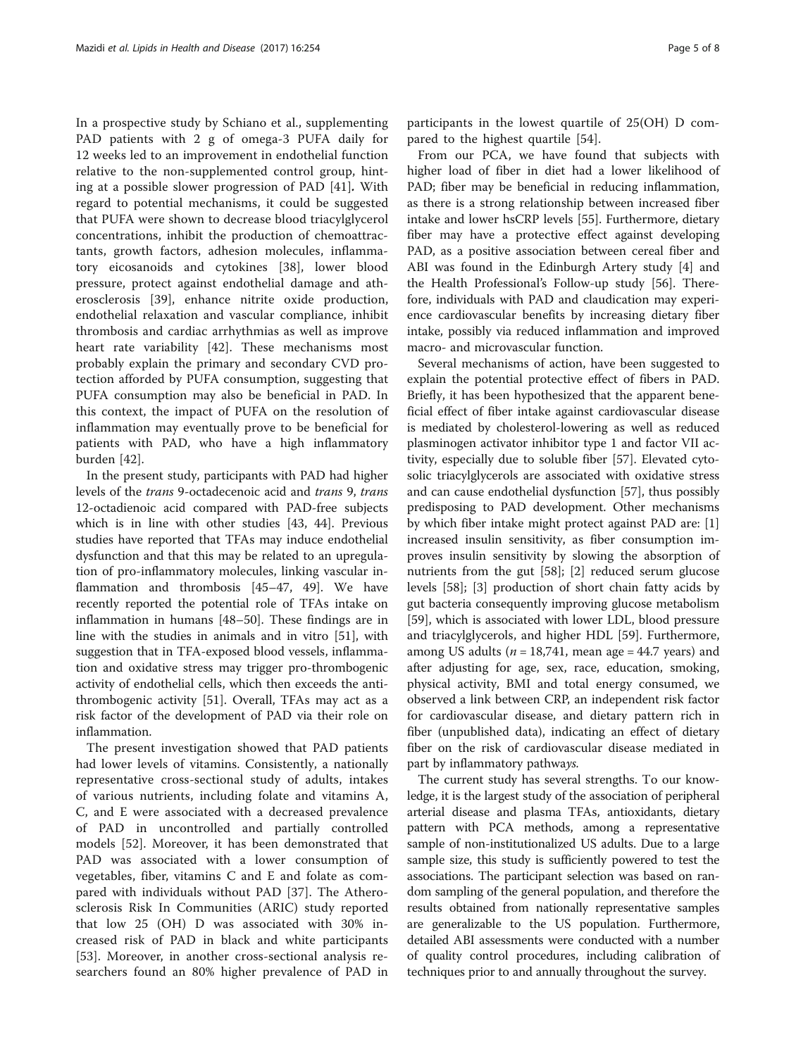In a prospective study by Schiano et al., supplementing PAD patients with 2 g of omega-3 PUFA daily for 12 weeks led to an improvement in endothelial function relative to the non-supplemented control group, hinting at a possible slower progression of PAD [41]. With regard to potential mechanisms, it could be suggested that PUFA were shown to decrease blood triacylglycerol concentrations, inhibit the production of chemoattractants, growth factors, adhesion molecules, inflammatory eicosanoids and cytokines [38], lower blood pressure, protect against endothelial damage and atherosclerosis [39], enhance nitrite oxide production, endothelial relaxation and vascular compliance, inhibit thrombosis and cardiac arrhythmias as well as improve heart rate variability [42]. These mechanisms most probably explain the primary and secondary CVD protection afforded by PUFA consumption, suggesting that PUFA consumption may also be beneficial in PAD. In this context, the impact of PUFA on the resolution of inflammation may eventually prove to be beneficial for patients with PAD, who have a high inflammatory burden [42].

In the present study, participants with PAD had higher levels of the *trans* 9-octadecenoic acid and *trans* 9, *trans* 12-octadienoic acid compared with PAD-free subjects which is in line with other studies [43, 44]. Previous studies have reported that TFAs may induce endothelial dysfunction and that this may be related to an upregulation of pro-inflammatory molecules, linking vascular inflammation and thrombosis [45–47, 49]. We have recently reported the potential role of TFAs intake on inflammation in humans [48–50]. These findings are in line with the studies in animals and in vitro [51], with suggestion that in TFA-exposed blood vessels, inflammation and oxidative stress may trigger pro-thrombogenic activity of endothelial cells, which then exceeds the antithrombogenic activity [51]. Overall, TFAs may act as a risk factor of the development of PAD via their role on inflammation.

The present investigation showed that PAD patients had lower levels of vitamins. Consistently, a nationally representative cross-sectional study of adults, intakes of various nutrients, including folate and vitamins A, C, and E were associated with a decreased prevalence of PAD in uncontrolled and partially controlled models [52]. Moreover, it has been demonstrated that PAD was associated with a lower consumption of vegetables, fiber, vitamins C and E and folate as compared with individuals without PAD [37]. The Atherosclerosis Risk In Communities (ARIC) study reported that low 25 (OH) D was associated with 30% increased risk of PAD in black and white participants [53]. Moreover, in another cross-sectional analysis researchers found an 80% higher prevalence of PAD in participants in the lowest quartile of 25(OH) D compared to the highest quartile [54].

From our PCA, we have found that subjects with higher load of fiber in diet had a lower likelihood of PAD; fiber may be beneficial in reducing inflammation, as there is a strong relationship between increased fiber intake and lower hsCRP levels [55]. Furthermore, dietary fiber may have a protective effect against developing PAD, as a positive association between cereal fiber and ABI was found in the Edinburgh Artery study [4] and the Health Professional's Follow-up study [56]. Therefore, individuals with PAD and claudication may experience cardiovascular benefits by increasing dietary fiber intake, possibly via reduced inflammation and improved macro- and microvascular function.

Several mechanisms of action, have been suggested to explain the potential protective effect of fibers in PAD. Briefly, it has been hypothesized that the apparent beneficial effect of fiber intake against cardiovascular disease is mediated by cholesterol-lowering as well as reduced plasminogen activator inhibitor type 1 and factor VII activity, especially due to soluble fiber [57]. Elevated cytosolic triacylglycerols are associated with oxidative stress and can cause endothelial dysfunction [57], thus possibly predisposing to PAD development. Other mechanisms by which fiber intake might protect against PAD are: [1] increased insulin sensitivity, as fiber consumption improves insulin sensitivity by slowing the absorption of nutrients from the gut [58]; [2] reduced serum glucose levels [58]; [3] production of short chain fatty acids by gut bacteria consequently improving glucose metabolism [59], which is associated with lower LDL, blood pressure and triacylglycerols, and higher HDL [59]. Furthermore, among US adults ($n = 18{,}741$, mean age = 44.7 years) and after adjusting for age, sex, race, education, smoking, physical activity, BMI and total energy consumed, we observed a link between CRP, an independent risk factor for cardiovascular disease, and dietary pattern rich in fiber (unpublished data), indicating an effect of dietary fiber on the risk of cardiovascular disease mediated in part by inflammatory pathw*ays.*

The current study has several strengths. To our knowledge, it is the largest study of the association of peripheral arterial disease and plasma TFAs, antioxidants, dietary pattern with PCA methods, among a representative sample of non-institutionalized US adults. Due to a large sample size, this study is sufficiently powered to test the associations. The participant selection was based on random sampling of the general population, and therefore the results obtained from nationally representative samples are generalizable to the US population. Furthermore, detailed ABI assessments were conducted with a number of quality control procedures, including calibration of techniques prior to and annually throughout the survey.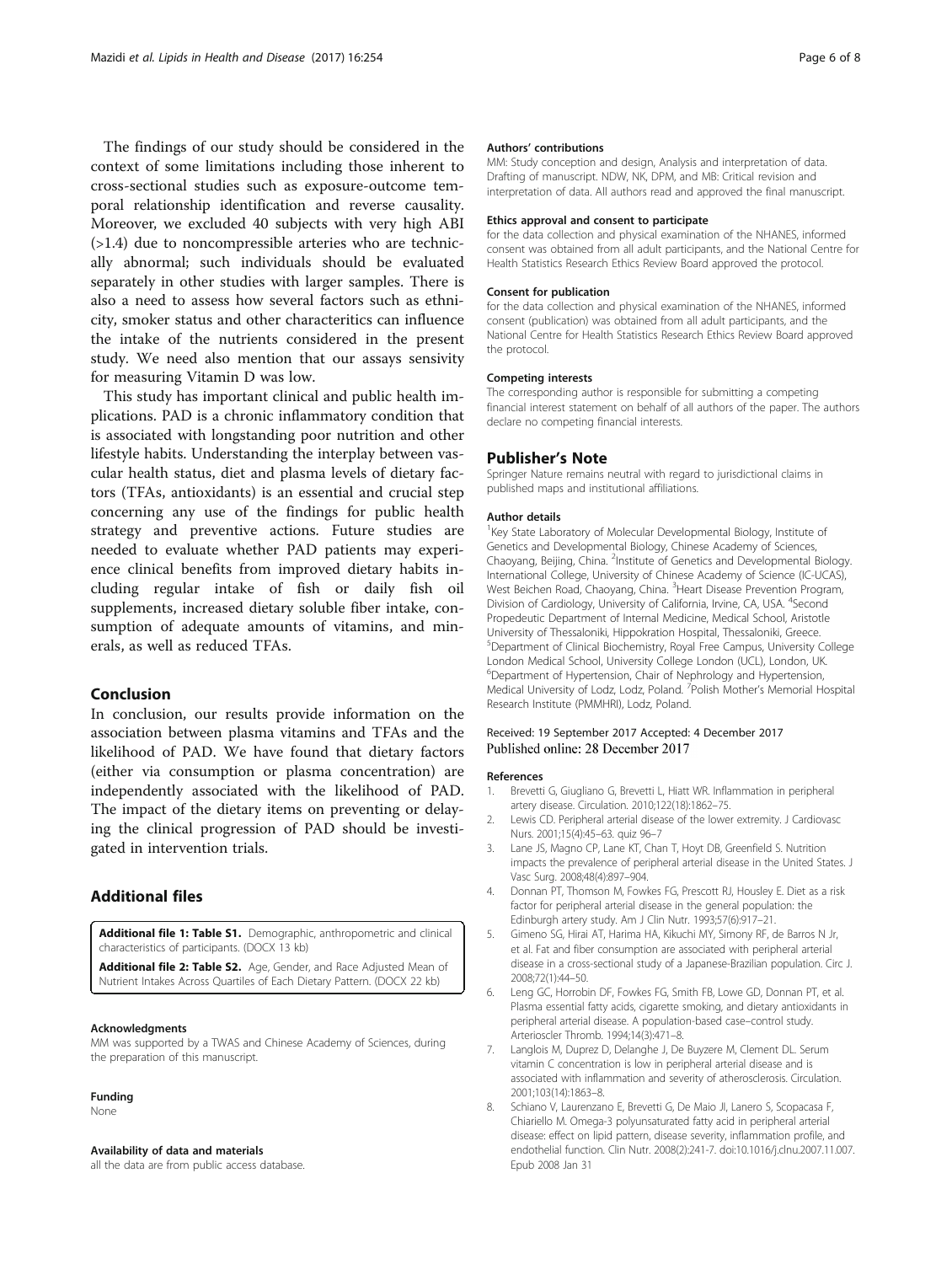The findings of our study should be considered in the context of some limitations including those inherent to cross-sectional studies such as exposure-outcome temporal relationship identification and reverse causality. Moreover, we excluded 40 subjects with very high ABI (>1.4) due to noncompressible arteries who are technically abnormal; such individuals should be evaluated separately in other studies with larger samples. There is also a need to assess how several factors such as ethnicity, smoker status and other characteritics can influence the intake of the nutrients considered in the present study. We need also mention that our assays sensivity for measuring Vitamin D was low.

This study has important clinical and public health implications. PAD is a chronic inflammatory condition that is associated with longstanding poor nutrition and other lifestyle habits. Understanding the interplay between vascular health status, diet and plasma levels of dietary factors (TFAs, antioxidants) is an essential and crucial step concerning any use of the findings for public health strategy and preventive actions. Future studies are needed to evaluate whether PAD patients may experience clinical benefits from improved dietary habits including regular intake of fish or daily fish oil supplements, increased dietary soluble fiber intake, consumption of adequate amounts of vitamins, and minerals, as well as reduced TFAs.

## Conclusion

In conclusion, our results provide information on the association between plasma vitamins and TFAs and the likelihood of PAD. We have found that dietary factors (either via consumption or plasma concentration) are independently associated with the likelihood of PAD. The impact of the dietary items on preventing or delaying the clinical progression of PAD should be investigated in intervention trials.

## Additional files

**Additional file 1: Table S1.** Demographic, anthropometric and clinical characteristics of participants. (DOCX 13 kb)

**Additional file 2: Table S2.** Age, Gender, and Race Adjusted Mean of Nutrient Intakes Across Quartiles of Each Dietary Pattern. (DOCX 22 kb)

#### Acknowledgments

MM was supported by a TWAS and Chinese Academy of Sciences, during the preparation of this manuscript.

#### Funding

None

#### Availability of data and materials

all the data are from public access database.

#### Authors' contributions

MM: Study conception and design, Analysis and interpretation of data. Drafting of manuscript. NDW, NK, DPM, and MB: Critical revision and interpretation of data. All authors read and approved the final manuscript.

#### Ethics approval and consent to participate

for the data collection and physical examination of the NHANES, informed consent was obtained from all adult participants, and the National Centre for Health Statistics Research Ethics Review Board approved the protocol.

#### Consent for publication

for the data collection and physical examination of the NHANES, informed consent (publication) was obtained from all adult participants, and the National Centre for Health Statistics Research Ethics Review Board approved the protocol.

#### Competing interests

The corresponding author is responsible for submitting a competing financial interest statement on behalf of all authors of the paper. The authors declare no competing financial interests.

## Publisher's Note

Springer Nature remains neutral with regard to jurisdictional claims in published maps and institutional affiliations.

#### Author details

[1]Key State Laboratory of Molecular Developmental Biology, Institute of Genetics and Developmental Biology, Chinese Academy of Sciences, Chaoyang, Beijing, China. [2]Institute of Genetics and Developmental Biology. International College, University of Chinese Academy of Science (IC-UCAS), West Beichen Road, Chaoyang, China. [3]Heart Disease Prevention Program, Division of Cardiology, University of California, Irvine, CA, USA. [4]Second Propedeutic Department of Internal Medicine, Medical School, Aristotle University of Thessaloniki, Hippokration Hospital, Thessaloniki, Greece. [5]Department of Clinical Biochemistry, Royal Free Campus, University College London Medical School, University College London (UCL), London, UK. [6]Department of Hypertension, Chair of Nephrology and Hypertension, Medical University of Lodz, Lodz, Poland. [7]Polish Mother's Memorial Hospital Research Institute (PMMHRI), Lodz, Poland.

Received: 19 September 2017 Accepted: 4 December 2017
Published online: 28 December 2017

#### References

1. Brevetti G, Giugliano G, Brevetti L, Hiatt WR. Inflammation in peripheral artery disease. Circulation. 2010;122(18):1862–75.
2. Lewis CD. Peripheral arterial disease of the lower extremity. J Cardiovasc Nurs. 2001;15(4):45–63. quiz 96–7
3. Lane JS, Magno CP, Lane KT, Chan T, Hoyt DB, Greenfield S. Nutrition impacts the prevalence of peripheral arterial disease in the United States. J Vasc Surg. 2008;48(4):897–904.
4. Donnan PT, Thomson M, Fowkes FG, Prescott RJ, Housley E. Diet as a risk factor for peripheral arterial disease in the general population: the Edinburgh artery study. Am J Clin Nutr. 1993;57(6):917–21.
5. Gimeno SG, Hirai AT, Harima HA, Kikuchi MY, Simony RF, de Barros N Jr, et al. Fat and fiber consumption are associated with peripheral arterial disease in a cross-sectional study of a Japanese-Brazilian population. Circ J. 2008;72(1):44–50.
6. Leng GC, Horrobin DF, Fowkes FG, Smith FB, Lowe GD, Donnan PT, et al. Plasma essential fatty acids, cigarette smoking, and dietary antioxidants in peripheral arterial disease. A population-based case–control study. Arterioscler Thromb. 1994;14(3):471–8.
7. Langlois M, Duprez D, Delanghe J, De Buyzere M, Clement DL. Serum vitamin C concentration is low in peripheral arterial disease and is associated with inflammation and severity of atherosclerosis. Circulation. 2001;103(14):1863–8.
8. Schiano V, Laurenzano E, Brevetti G, De Maio JI, Lanero S, Scopacasa F, Chiariello M. Omega-3 polyunsaturated fatty acid in peripheral arterial disease: effect on lipid pattern, disease severity, inflammation profile, and endothelial function. Clin Nutr. 2008(2):241-7. doi:10.1016/j.clnu.2007.11.007. Epub 2008 Jan 31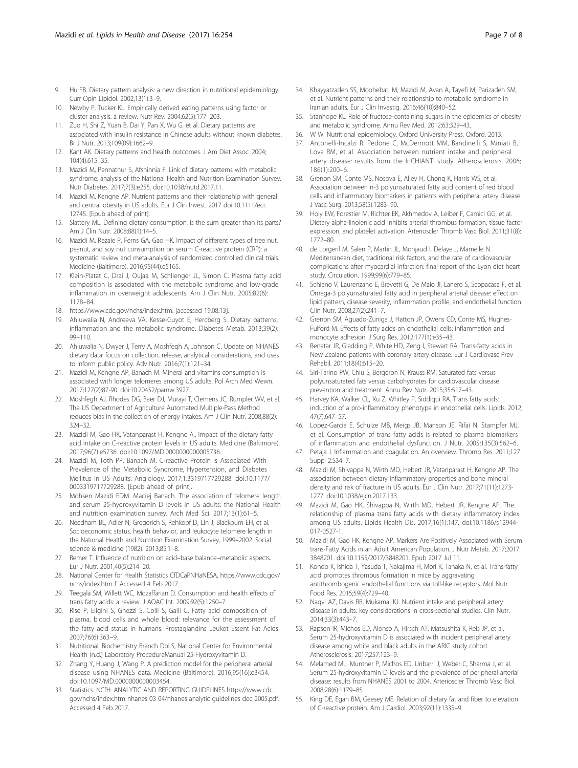9. Hu FB. Dietary pattern analysis: a new direction in nutritional epidemiology. Curr Opin Lipidol. 2002;13(1):3–9.
10. Newby P, Tucker KL. Empirically derived eating patterns using factor or cluster analysis: a review. Nutr Rev. 2004;62(5):177–203.
11. Zuo H, Shi Z, Yuan B, Dai Y, Pan X, Wu G, et al. Dietary patterns are associated with insulin resistance in Chinese adults without known diabetes. Br J Nutr. 2013;109(09):1662–9.
12. Kant AK. Dietary patterns and health outcomes. J Am Diet Assoc. 2004; 104(4):615–35.
13. Mazidi M, Pennathur S, Afshinnia F. Link of dietary patterns with metabolic syndrome: analysis of the National Health and Nutrition Examination Survey. Nutr Diabetes. 2017;7(3):e255. doi:10.1038/nutd.2017.11.
14. Mazidi M, Kengne AP. Nutrient patterns and their relationship with general and central obesity in US adults. Eur J Clin Invest. 2017 doi:10.1111/eci. 12745. [Epub ahead of print].
15. Slattery ML. Defining dietary consumption: is the sum greater than its parts? Am J Clin Nutr. 2008;88(1):14–5.
16. Mazidi M, Rezaie P, Ferns GA, Gao HK. Impact of different types of tree nut, peanut, and soy nut consumption on serum C-reactive protein (CRP): a systematic review and meta-analysis of randomized controlled clinical trials. Medicine (Baltimore). 2016;95(44):e5165.
17. Klein-Platat C, Drai J, Oujaa M, Schlienger JL, Simon C. Plasma fatty acid composition is associated with the metabolic syndrome and low-grade inflammation in overweight adolescents. Am J Clin Nutr. 2005;82(6): 1178–84.
18. https://www.cdc.gov/nchs/index.htm. [accessed 19.08.13].
19. Ahluwalia N, Andreeva VA, Kesse-Guyot E, Hercberg S. Dietary patterns, inflammation and the metabolic syndrome. Diabetes Metab. 2013;39(2): 99–110.
20. Ahluwalia N, Dwyer J, Terry A, Moshfegh A, Johnson C. Update on NHANES dietary data: focus on collection, release, analytical considerations, and uses to inform public policy. Adv Nutr. 2016;7(1):121–34.
21. Mazidi M, Kengne AP, Banach M. Mineral and vitamins consumption is associated with longer telomeres among US adults. Pol Arch Med Wewn. 2017;127(2):87-90. doi:10.20452/pamw.3927.
22. Moshfegh AJ, Rhodes DG, Baer DJ, Murayi T, Clemens JC, Rumpler WV, et al. The US Department of Agriculture Automated Multiple-Pass Method reduces bias in the collection of energy intakes. Am J Clin Nutr. 2008;88(2): 324–32.
23. Mazidi M, Gao HK, Vatanparast H, Kengne A,. Impact of the dietary fatty acid intake on C-reactive protein levels in US adults. Medicine (Baltimore). 2017;96(7):e5736. doi:10.1097/MD.0000000000005736.
24. Mazidi M, Toth PP, Banach M. C-reactive Protein Is Associated With Prevalence of the Metabolic Syndrome, Hypertension, and Diabetes Mellitus in US Adults. Angiology. 2017;1:3319717729288. doi:10.1177/ 0003319717729288. [Epub ahead of print].
25. Mohsen Mazidi EDM. Maciej Banach. The association of telomere length and serum 25-hydroxyvitamin D levels in US adults: the National Health and nutrition examination survey. Arch Med Sci. 2017;13(1):61–5.
26. Needham BL, Adler N, Gregorich S, Rehkopf D, Lin J, Blackburn EH, et al. Socioeconomic status, health behavior, and leukocyte telomere length in the National Health and Nutrition Examination Survey, 1999–2002. Social science & medicine (1982). 2013;85:1–8.
27. Remer T. Influence of nutrition on acid–base balance–metabolic aspects. Eur J Nutr. 2001;40(5):214–20.
28. National Center for Health Statistics CfDCaPNHaNESA, https://www.cdc.gov/ nchs/index.htm f. Accessed 4 Feb 2017.
29. Teegala SM, Willett WC, Mozaffarian D. Consumption and health effects of trans fatty acids: a review. J AOAC Int. 2009;92(5):1250–7.
30. Risé P, Eligini S, Ghezzi S, Colli S, Galli C. Fatty acid composition of plasma, blood cells and whole blood: relevance for the assessment of the fatty acid status in humans. Prostaglandins Leukot Essent Fat Acids. 2007;76(6):363–9.
31. Nutritional. Biochemistry Branch DoLS, National Center for Environmental Health (n.d.) Laboratory ProcedureManual 25-Hydroxyvitamin D.
32. Zhang Y, Huang J, Wang P. A prediction model for the peripheral arterial disease using NHANES data. Medicine (Baltimore). 2016;95(16):e3454. doi:10.1097/MD.0000000000003454.
33. Statistics. NCfH. ANALYTIC AND REPORTING GUIDELINES https://www.cdc. gov/nchs/index.htm nhanes 03 04/nhanes analytic guidelines dec 2005.pdf. Accessed 4 Feb 2017.
34. Khayyatzadeh SS, Moohebati M, Mazidi M, Avan A, Tayefi M, Parizadeh SM, et al. Nutrient patterns and their relationship to metabolic syndrome in Iranian adults. Eur J Clin Investig. 2016;46(10):840–52.
35. Stanhope KL. Role of fructose-containing sugars in the epidemics of obesity and metabolic syndrome. Annu Rev Med. 2012;63:329–43.
36. W W. Nutritional epidemiology. Oxford University Press, Oxford. 2013.
37. Antonelli-Incalzi R, Pedone C, McDermott MM, Bandinelli S, Miniati B, Lova RM, et al. Association between nutrient intake and peripheral artery disease: results from the InCHIANTI study. Atherosclerosis. 2006; 186(1):200–6.
38. Grenon SM, Conte MS, Nosova E, Alley H, Chong K, Harris WS, et al. Association between n-3 polyunsaturated fatty acid content of red blood cells and inflammatory biomarkers in patients with peripheral artery disease. J Vasc Surg. 2013;58(5):1283–90.
39. Holy EW, Forestier M, Richter EK, Akhmedov A, Leiber F, Camici GG, et al. Dietary alpha-linolenic acid inhibits arterial thrombus formation, tissue factor expression, and platelet activation. Arterioscler Thromb Vasc Biol. 2011;31(8): 1772–80.
40. de Lorgeril M, Salen P, Martin JL, Monjaud I, Delaye J, Mamelle N. Mediterranean diet, traditional risk factors, and the rate of cardiovascular complications after myocardial infarction: final report of the Lyon diet heart study. Circulation. 1999;99(6):779–85.
41. Schiano V, Laurenzano E, Brevetti G, De Maio JI, Lanero S, Scopacasa F, et al. Omega-3 polyunsaturated fatty acid in peripheral arterial disease: effect on lipid pattern, disease severity, inflammation profile, and endothelial function. Clin Nutr. 2008;27(2):241–7.
42. Grenon SM, Aguado-Zuniga J, Hatton JP, Owens CD, Conte MS, Hughes-Fulford M. Effects of fatty acids on endothelial cells: inflammation and monocyte adhesion. J Surg Res. 2012;177(1):e35–43.
43. Benatar JR, Gladding P, White HD, Zeng I, Stewart RA. Trans-fatty acids in New Zealand patients with coronary artery disease. Eur J Cardiovasc Prev Rehabil. 2011;18(4):615–20.
44. Siri-Tarino PW, Chiu S, Bergeron N, Krauss RM. Saturated fats versus polyunsaturated fats versus carbohydrates for cardiovascular disease prevention and treatment. Annu Rev Nutr. 2015;35:517–43.
45. Harvey KA, Walker CL, Xu Z, Whitley P, Siddiqui RA. Trans fatty acids: induction of a pro-inflammatory phenotype in endothelial cells. Lipids. 2012; 47(7):647–57.
46. Lopez-Garcia E, Schulze MB, Meigs JB, Manson JE, Rifai N, Stampfer MJ, et al. Consumption of trans fatty acids is related to plasma biomarkers of inflammation and endothelial dysfunction. J Nutr. 2005;135(3):562–6.
47. Petaja J. Inflammation and coagulation. An overview. Thromb Res. 2011;127 Suppl 2:S34–7.
48. Mazidi M, Shivappa N, Wirth MD, Hebert JR, Vatanparast H, Kengne AP. The association between dietary inflammatory properties and bone mineral density and risk of fracture in US adults. Eur J Clin Nutr. 2017;71(11):1273-1277. doi:10.1038/ejcn.2017.133.
49. Mazidi M, Gao HK, Shivappa N, Wirth MD, Hebert JR, Kengne AP. The relationship of plasma trans fatty acids with dietary inflammatory index among US adults. Lipids Health Dis. 2017;16(1):147. doi:10.1186/s12944-017-0527-1.
50. Mazidi M, Gao HK, Kengne AP. Markers Are Positively Associated with Serum trans-Fatty Acids in an Adult American Population. J Nutr Metab. 2017;2017: 3848201. doi:10.1155/2017/3848201. Epub 2017 Jul 11.
51. Kondo K, Ishida T, Yasuda T, Nakajima H, Mori K, Tanaka N, et al. Trans-fatty acid promotes thrombus formation in mice by aggravating antithrombogenic endothelial functions via toll-like receptors. Mol Nutr Food Res. 2015;59(4):729–40.
52. Naqvi AZ, Davis RB, Mukamal KJ. Nutrient intake and peripheral artery disease in adults: key considerations in cross-sectional studies. Clin Nutr. 2014;33(3):443–7.
53. Rapson IR, Michos ED, Alonso A, Hirsch AT, Matsushita K, Reis JP, et al. Serum 25-hydroxyvitamin D is associated with incident peripheral artery disease among white and black adults in the ARIC study cohort. Atherosclerosis. 2017;257:123–9.
54. Melamed ML, Muntner P, Michos ED, Uribarri J, Weber C, Sharma J, et al. Serum 25-hydroxyvitamin D levels and the prevalence of peripheral arterial disease: results from NHANES 2001 to 2004. Arterioscler Thromb Vasc Biol. 2008;28(6):1179–85.
55. King DE, Egan BM, Geesey ME. Relation of dietary fat and fiber to elevation of C-reactive protein. Am J Cardiol. 2003;92(11):1335–9.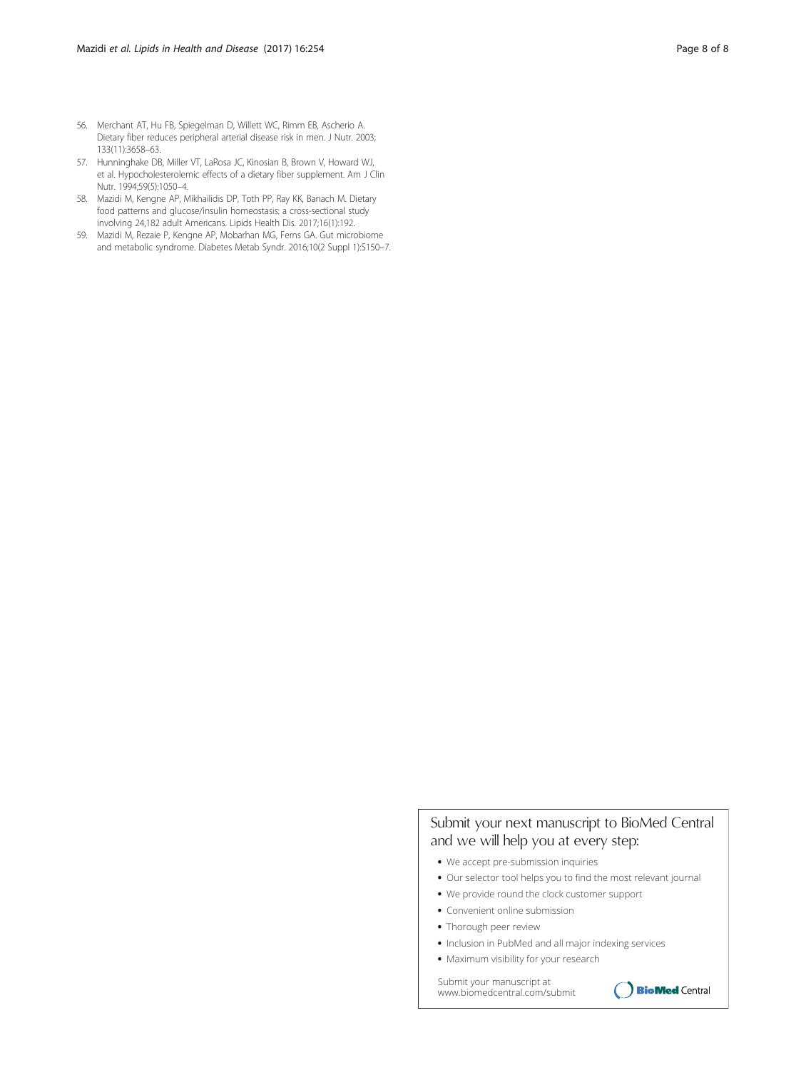56. Merchant AT, Hu FB, Spiegelman D, Willett WC, Rimm EB, Ascherio A. Dietary fiber reduces peripheral arterial disease risk in men. J Nutr. 2003; 133(11):3658–63.
57. Hunninghake DB, Miller VT, LaRosa JC, Kinosian B, Brown V, Howard WJ, et al. Hypocholesterolemic effects of a dietary fiber supplement. Am J Clin Nutr. 1994;59(5):1050–4.
58. Mazidi M, Kengne AP, Mikhailidis DP, Toth PP, Ray KK, Banach M. Dietary food patterns and glucose/insulin homeostasis: a cross-sectional study involving 24,182 adult Americans. Lipids Health Dis. 2017;16(1):192.
59. Mazidi M, Rezaie P, Kengne AP, Mobarhan MG, Ferns GA. Gut microbiome and metabolic syndrome. Diabetes Metab Syndr. 2016;10(2 Suppl 1):S150–7.

Submit your next manuscript to BioMed Central and we will help you at every step:

- We accept pre-submission inquiries
- Our selector tool helps you to find the most relevant journal
- We provide round the clock customer support
- Convenient online submission
- Thorough peer review
- Inclusion in PubMed and all major indexing services
- Maximum visibility for your research

Submit your manuscript at
www.biomedcentral.com/submit

BioMed Central